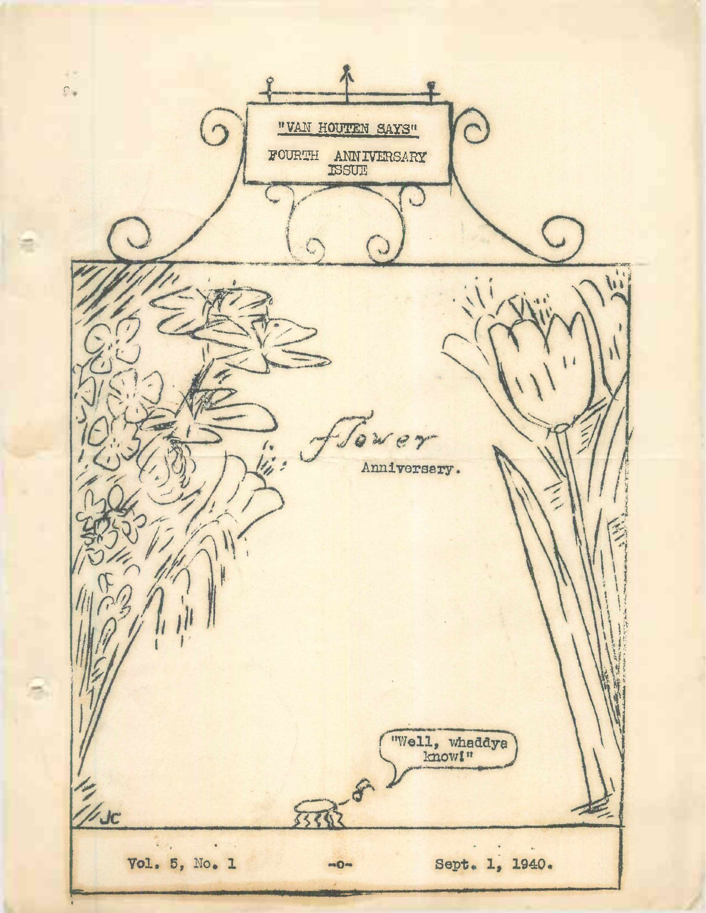# "VAN HOUTEN SAYS"

FOURTH ANNIVERSARY ISSUE

*Flower* Anniversary.

"Well, whaddya know!"

JC

Vol. 5, No. 1 -o- Sept. 1, 1940.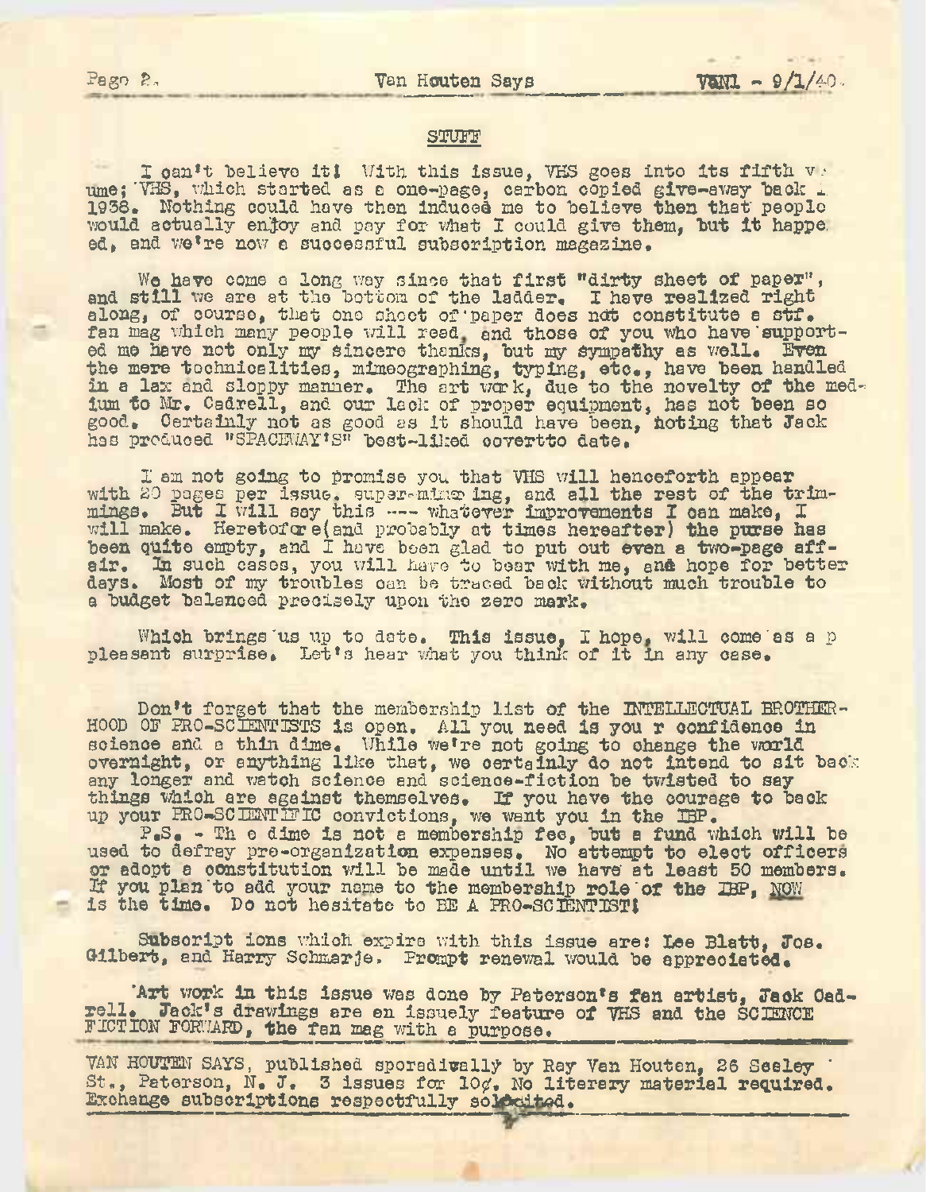## STUFF

I can't believe it! With this issue, VHS goes into its fifth volume; VHS, which started as a one-page, carbon copied give-away back in 1938. Nothing could have then induced me to believe then that people would actually enjoy and pay for what I could give them, but it happened, and we're now a successful subscription magazine.

We have come a long way since that first "dirty sheet of paper", and still we are at the bottom of the ladder. I have realized right along, of course, that one sheet of paper does not constitute a stf. fan mag which many people will read, and those of you who have supported me have not only my sincere thanks, but my sympathy as well. Even the mere technicalities, mimeographing, typing, etc., have been handled in a lax and sloppy manner. The art work, due to the novelty of the medium to Mr. Cadrell, and our lack of proper equipment, has not been so good. Certainly not as good as it should have been, noting that Jack has produced "SPACEWAY'S" best-liked coverto date.

I am not going to promise you that VHS will henceforth appear with 20 pages per issue, super-mimeo ing, and all the rest of the trimmings. But I will say this --- whatever improvements I can make, I will make. Heretofore(and probably at times hereafter) the purse has been quite empty, and I have been glad to put out even a two-page affair. In such cases, you will have to bear with me, and hope for better days. Most of my troubles can be traced back without much trouble to a budget balanced precisely upon the zero mark.

Which brings us up to date. This issue, I hope, will come as a p pleasant surprise. Let's hear what you think of it in any case.

Don't forget that the membership list of the INTELLECTUAL BROTHERHOOD OF PRO-SCIENTISTS is open. All you need is you r confidence in science and a thin dime. While we're not going to change the world overnight, or anything like that, we certainly do not intend to sit back any longer and watch science and science-fiction be twisted to say things which are against themselves. If you have the courage to back up your PRO-SCIENTIFIC convictions, we want you in the IBP.

P.S. - Th e dime is not a membership fee, but a fund which will be used to defray pre-organization expenses. No attempt to elect officers or adopt a constitution will be made until we have at least 50 members. If you plan to add your name to the membership role of the IBP, NOW is the time. Do not hesitate to BE A PRO-SCIENTIST!

Subscript ions which expire with this issue are: Lee Blatt, Jos. Gilbert, and Harry Schmarje. Prompt renewal would be appreciated.

Art work in this issue was done by Paterson's fan artist, Jack Cadrell. Jack's drawings are an issuely feature of VHS and the SCIENCE FICTION FORWARD, the fan mag with a purpose.

VAN HOUTEN SAYS, published sporadically by Ray Van Houten, 26 Seeley St., Paterson, N. J. 3 issues for 10¢. No literary material required. Exchange subscriptions respectfully solicited.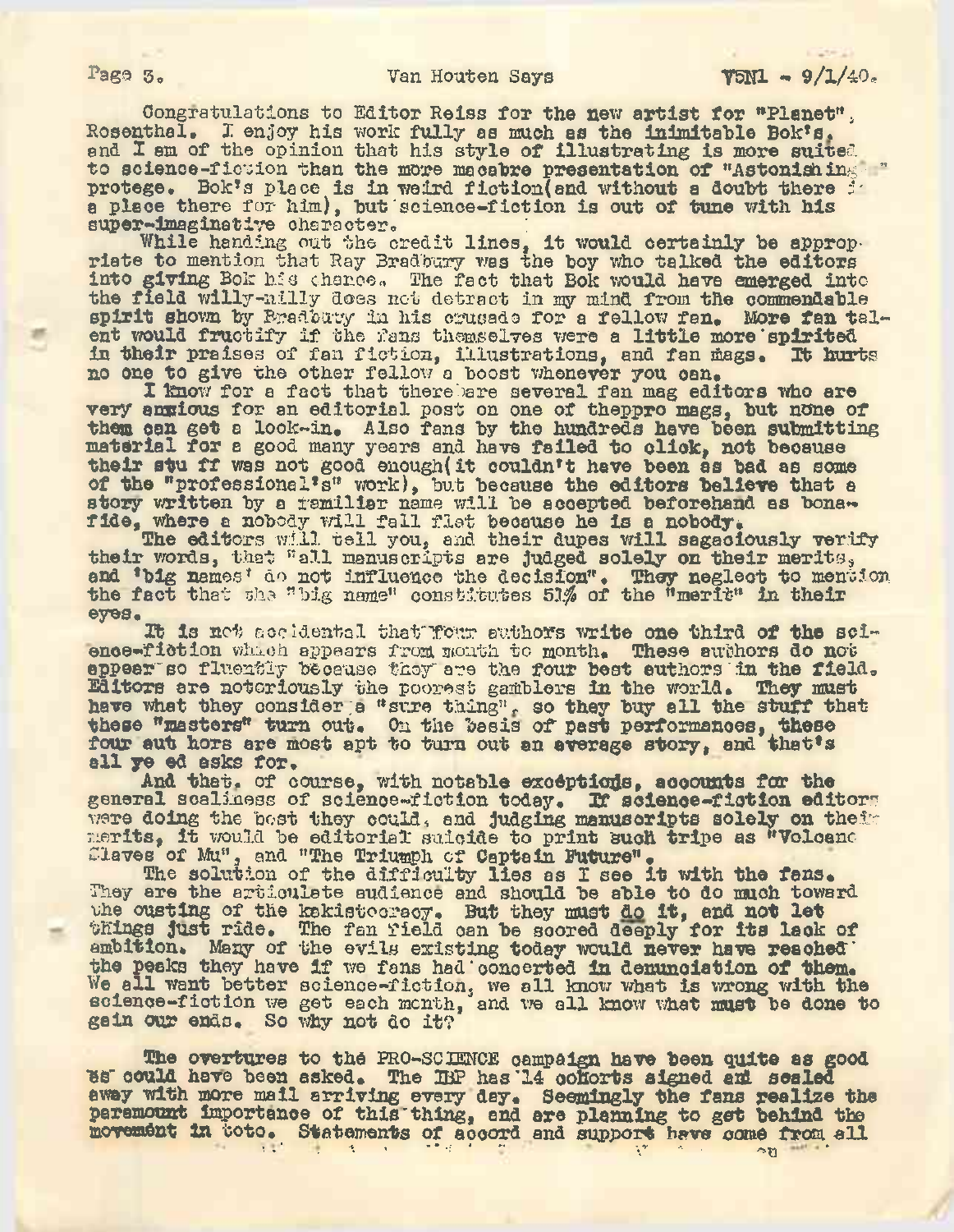Congratulations to Editor Reiss for the new artist for "Planet", Rosenthal. I enjoy his work fully as much as the inimitable Bok's, and I am of the opinion that his style of illustrating is more suited to science-fiction than the more macabre presentation of "Astonishing's" protege. Bok's place is in weird fiction(and without a doubt there is a place there for him), but science-fiction is out of tune with his super-imaginative character.

While handing out the credit lines, it would certainly be appropriate to mention that Ray Bradbury was the boy who talked the editors into giving Bok his chance. The fact that Bok would have emerged into the field willy-nilly does not detract in my mind from the commendable spirit shown by Bradbury in his crusade for a fellow fan. More fan talent would fructify if the fans themselves were a little more spirited in their praises of fan fiction, illustrations, and fan mags. It hurts no one to give the other fellow a boost whenever you can.

I know for a fact that there are several fan mag editors who are very anxious for an editorial post on one of theppro mags, but none of them can get a look-in. Also fans by the hundreds have been submitting material for a good many years and have failed to click, not because their stu ff was not good enough(it couldn't have been as bad as some of the "professional's" work), but because the editors believe that a story written by a familiar name will be accepted beforehand as bona-fide, where a nobody will fall flat because he is a nobody.

The editors will tell you, and their dupes will sagaciously verify their words, that "all manuscripts are judged solely on their merits, and 'big names' do not influence the decision". They neglect to mention the fact that the "big name" constitutes 51% of the "merit" in their eyes.

It is not accidental that four authors write one third of the science-fiction which appears from month to month. These authors do not appear so fluently because they are the four best authors in the field. Editors are notoriously the poorest gamblers in the world. They must have what they consider a "sure thing", so they buy all the stuff that these "masters" turn out. On the basis of past performances, these four aut hors are most apt to turn out an average story, and that's all ye ed asks for.

And that, of course, with notable exceptions, accounts for the general scaliness of science-fiction today. If science-fiction editors were doing the best they could, and judging manuscripts solely on their merits, it would be editorial suicide to print such tripe as "Volcano Slaves of Mu", and "The Triumph of Captain Future".

The solution of the difficulty lies as I see it with the fans. They are the articulate audience and should be able to do much toward the ousting of the kakistocracy. But they must do it, and not let things just ride. The fan field can be scored deeply for its lack of ambition. Many of the evils existing today would never have reached the peaks they have if we fans had concerted in denunciation of them. We all want better science-fiction, we all know what is wrong with the science-fiction we get each month, and we all know what must be done to gain our ends. So why not do it?

The overtures to the PRO-SCIENCE campaign have been quite as good as could have been asked. The IBP has 14 cohorts signed and sealed away with more mail arriving every day. Seemingly the fans realize the paramount importance of this thing, and are planning to get behind the movement in toto. Statements of accord and support have come from all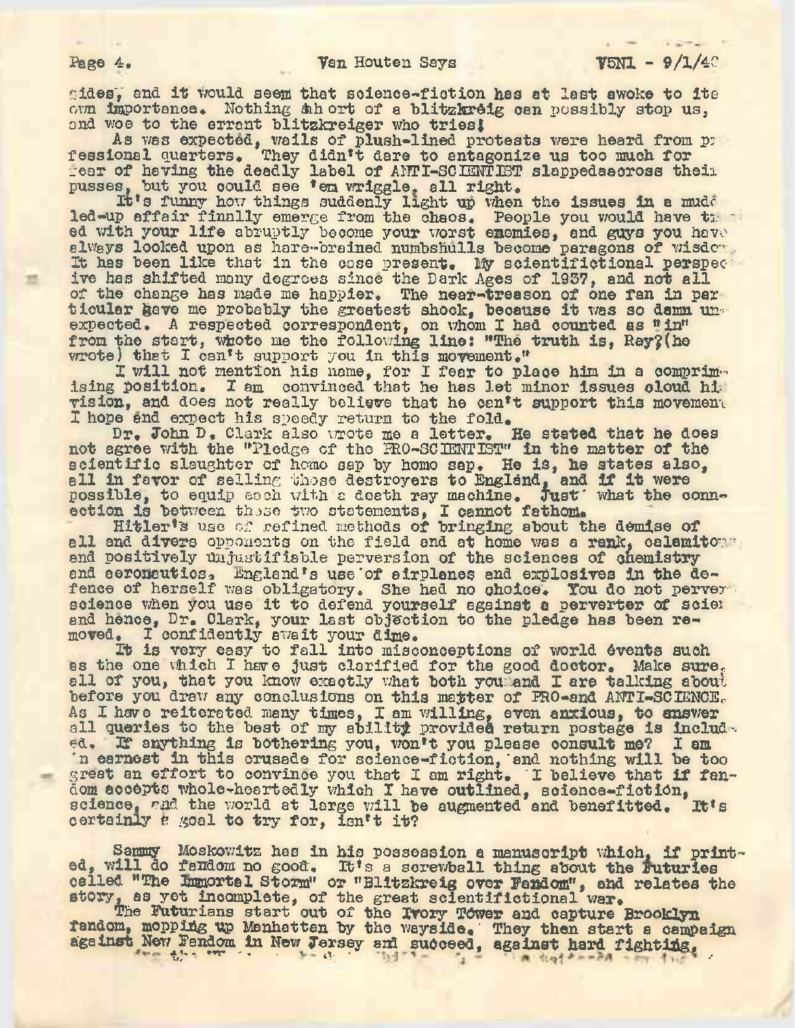sides, and it would seem that science-fiction has at last awoke to its own importance. Nothing short of a blitzkreig can possibly stop us, and woe to the errant blitzkreiger who tries!

As was expected, wails of plush-lined protests were heard from professional quarters. They didn't dare to antagonize us too much for fear of having the deadly label of ANTI-SCIENTIST slappedacross their pusses, but you could see 'em wriggle, all right.

It's funny how things suddenly light up when the issues in a mudd led-up affair finally emerge from the chaos. People you would have trusted with your life abruptly become your worst enemies, and guys you have always looked upon as hare-brained numbskulls become paragons of wisdom. It has been like that in the case present. My scientifictional perspective has shifted many degrees since the Dark Ages of 1937, and not all of the change has made me happier. The near-treason of one fan in particular gave me probably the greatest shock, because it was so damn unexpected. A respected correspondent, on whom I had counted as "in" from the start, wrote me the following line: "The truth is, Ray?(he wrote) that I can't support you in this movement."

I will not mention his name, for I fear to place him in a comprimising position. I am convinced that he has let minor issues cloud his vision, and does not really believe that he can't support this movement. I hope and expect his speedy return to the fold.

Dr. John D. Clark also wrote me a letter. He stated that he does not agree with the "Pledge of the PRO-SCIENTIST" in the matter of the scientific slaughter of homo sap by homo sap. He is, he states also, all in favor of selling those destroyers to England, and if it were possible, to equip each with a death ray machine. Just what the connection is between those two statements, I cannot fathom.

Hitler's use of refined methods of bringing about the demise of all and divers opponents on the field and at home was a rank, calamitous and positively unjustifiable perversion of the sciences of chemistry and aeronautics. England's use of airplanes and explosives in the defence of herself was obligatory. She had no choice. You do not pervert science when you use it to defend yourself against a perverter of science and hence, Dr. Clark, your last objection to the pledge has been removed. I confidently await your dime.

It is very easy to fall into misconceptions of world events such as the one which I have just clarified for the good doctor. Make sure, all of you, that you know exactly what both you and I are talking about before you draw any conclusions on this matter of PRO-and ANTI-SCIENCE. As I have reiterated many times, I am willing, even anxious, to answer all queries to the best of my ability provided return postage is included. If anything is bothering you, won't you please consult me? I am in earnest in this crusade for science-fiction, and nothing will be too great an effort to convince you that I am right. I believe that if fandom accepts whole-heartedly which I have outlined, science-fiction, science, and the world at large will be augmented and benefitted. It's certainly a goal to try for, isn't it?

Sammy Moskowitz has in his possession a manuscript which, if printed, will do fandom no good. It's a screwball thing about the Futuries called "The Immortal Storm" or "Blitzkreig over Fandom", and relates the story, as yet incomplete, of the great scientifictional war.

The Futurians start out of the Ivory Tower and capture Brooklyn fandom, mopping up Manhattan by the wayside. They then start a campaign against New Fandom in New Jersey and succeed, against hard fighting,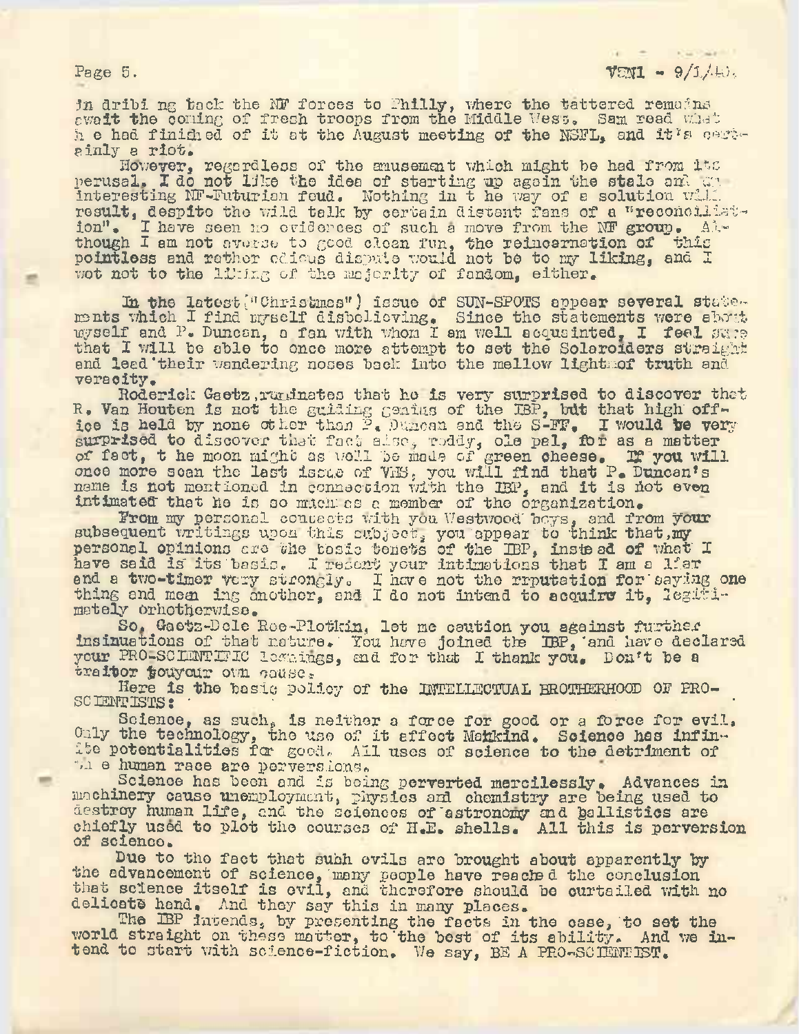in dribi ng back the NF forces to Philly, where the tattered remains await the coming of fresh troops from the Middle West. Sam read what h e had finished of it at the August meeting of the NSFL, and it's certainly a riot.

However, regardless of the amusement which might be had from its perusal, I do not like the idea of starting up again the stale and un interesting NF-Futurian feud. Nothing in t he way of a solution will result, despite the wild talk by certain distant fans of a "reconciliation". I have seen no evidences of such a move from the NF group. Although I am not averse to good clean fun, the reincarnation of this pointless and rather odious dispute would not be to my liking, and I wot not to the liking of the majority of fandom, either.

In the latest ("Christmas") issue of SUN-SPOTS appear several statements which I find myself disbelieving. Since the statements were about myself and P. Duncan, a fan with whom I am well acquainted, I feel sure that I will be able to once more attempt to set the Solaroiders straight and lead their wandering noses back into the mellow light of truth and veracity.

Roderick Gaetz ruminates that he is very surprised to discover that R. Van Houten is not the guiding genius of the IBP, but that high office is held by none other than P. Duncan and the S-FF. I would be very surprised to discover that fact also, roddy, ole pal, for as a matter of fact, t he moon might as well be made of green cheese. If you will once more scan the last issue of VHB, you will find that P. Duncan's name is not mentioned in connection with the IBP, and it is not even intimated that he is so much as a member of the organization.

From my personal contacts with you Westwood boys, and from your subsequent writings upon this subject, you appear to think that, my personal opinions are the basic tenets of the IBP, inste ad of what I have said is its basis. I resent your intimations that I am a liar and a two-timer very strongly. I have not the rrputation for saying one thing and mean ing another, and I do not intend to acquire it, legitimately orhotherwise.

So, Gaetz-Dole Roe-Plotkin, let me caution you against further insinuations of that nature. You have joined the IBP, and have declared your PRO-SCIENTIFIC leanings, and for that I thank you. Don't be a traitor toyour own cause.

Here is the basic policy of the INTELLECTUAL BROTHERHOOD OF PRO-SCIENTISTS:

Science, as such, is neither a force for good or a force for evil. Only the technology, the use of it affect Mankind. Science has infinite potentialities for good. All uses of science to the detriment of the human race are perversions.

Science has been and is being perverted mercilessly. Advances in machinery cause unemployment, physics and chemistry are being used to destroy human life, and the sciences of astronomy and ballistics are chiefly used to plot the courses of H.E. shells. All this is perversion of science.

Due to the fact that such evils are brought about apparently by the advancement of science, many people have reache d the conclusion that science itself is evil, and therefore should be curtailed with no delicate hand. And they say this in many places.

The IBP intends, by presenting the facts in the case, to set the world straight on these matter, to the best of its ability. And we intend to start with science-fiction. We say, BE A PRO-SCIENTIST.